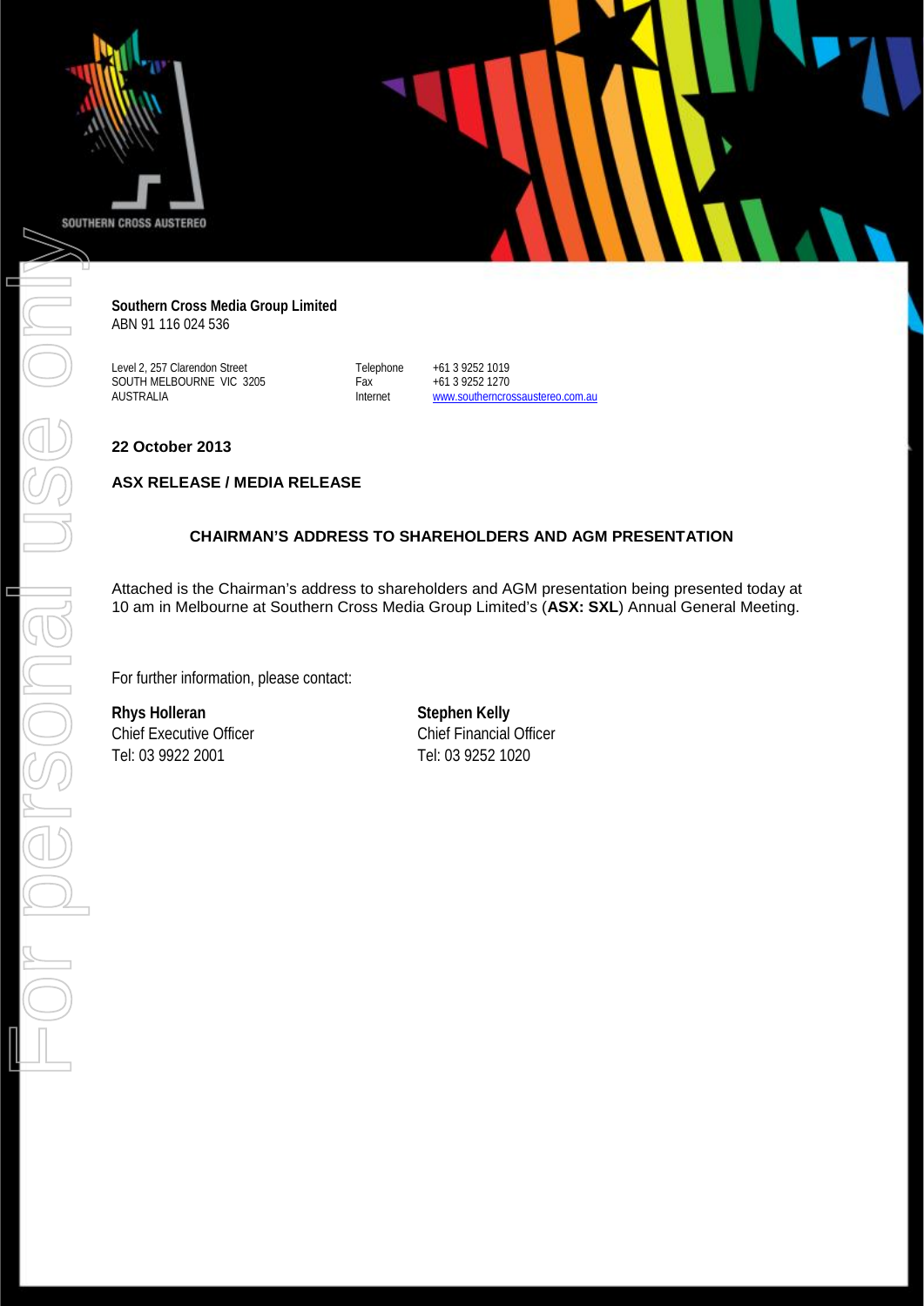SOUTHERN CROSS AUSTEREO

**Southern Cross Media Group Limited**
ABN 91 116 024 536

Level 2, 257 Clarendon Street
SOUTH MELBOURNE VIC 3205
AUSTRALIA

Telephone +61 3 9252 1019
Fax +61 3 9252 1270
Internet www.southerncrossaustereo.com.au

**22 October 2013**

**ASX RELEASE / MEDIA RELEASE**

**CHAIRMAN'S ADDRESS TO SHAREHOLDERS AND AGM PRESENTATION**

Attached is the Chairman's address to shareholders and AGM presentation being presented today at 10 am in Melbourne at Southern Cross Media Group Limited's (**ASX: SXL**) Annual General Meeting.

For further information, please contact:

**Rhys Holleran**
Chief Executive Officer
Tel: 03 9922 2001

**Stephen Kelly**
Chief Financial Officer
Tel: 03 9252 1020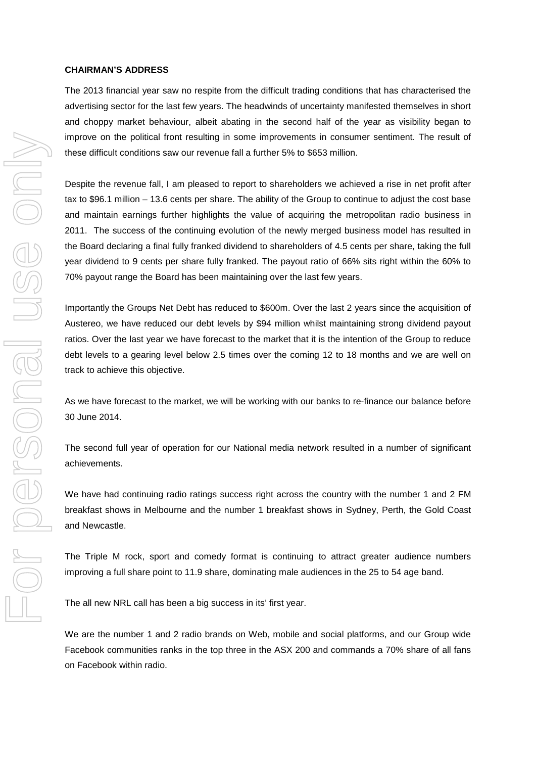**CHAIRMAN'S ADDRESS**

The 2013 financial year saw no respite from the difficult trading conditions that has characterised the advertising sector for the last few years. The headwinds of uncertainty manifested themselves in short and choppy market behaviour, albeit abating in the second half of the year as visibility began to improve on the political front resulting in some improvements in consumer sentiment. The result of these difficult conditions saw our revenue fall a further 5% to $653 million.

Despite the revenue fall, I am pleased to report to shareholders we achieved a rise in net profit after tax to $96.1 million – 13.6 cents per share. The ability of the Group to continue to adjust the cost base and maintain earnings further highlights the value of acquiring the metropolitan radio business in 2011. The success of the continuing evolution of the newly merged business model has resulted in the Board declaring a final fully franked dividend to shareholders of 4.5 cents per share, taking the full year dividend to 9 cents per share fully franked. The payout ratio of 66% sits right within the 60% to 70% payout range the Board has been maintaining over the last few years.

Importantly the Groups Net Debt has reduced to $600m. Over the last 2 years since the acquisition of Austereo, we have reduced our debt levels by $94 million whilst maintaining strong dividend payout ratios. Over the last year we have forecast to the market that it is the intention of the Group to reduce debt levels to a gearing level below 2.5 times over the coming 12 to 18 months and we are well on track to achieve this objective.

As we have forecast to the market, we will be working with our banks to re-finance our balance before 30 June 2014.

The second full year of operation for our National media network resulted in a number of significant achievements.

We have had continuing radio ratings success right across the country with the number 1 and 2 FM breakfast shows in Melbourne and the number 1 breakfast shows in Sydney, Perth, the Gold Coast and Newcastle.

The Triple M rock, sport and comedy format is continuing to attract greater audience numbers improving a full share point to 11.9 share, dominating male audiences in the 25 to 54 age band.

The all new NRL call has been a big success in its' first year.

We are the number 1 and 2 radio brands on Web, mobile and social platforms, and our Group wide Facebook communities ranks in the top three in the ASX 200 and commands a 70% share of all fans on Facebook within radio.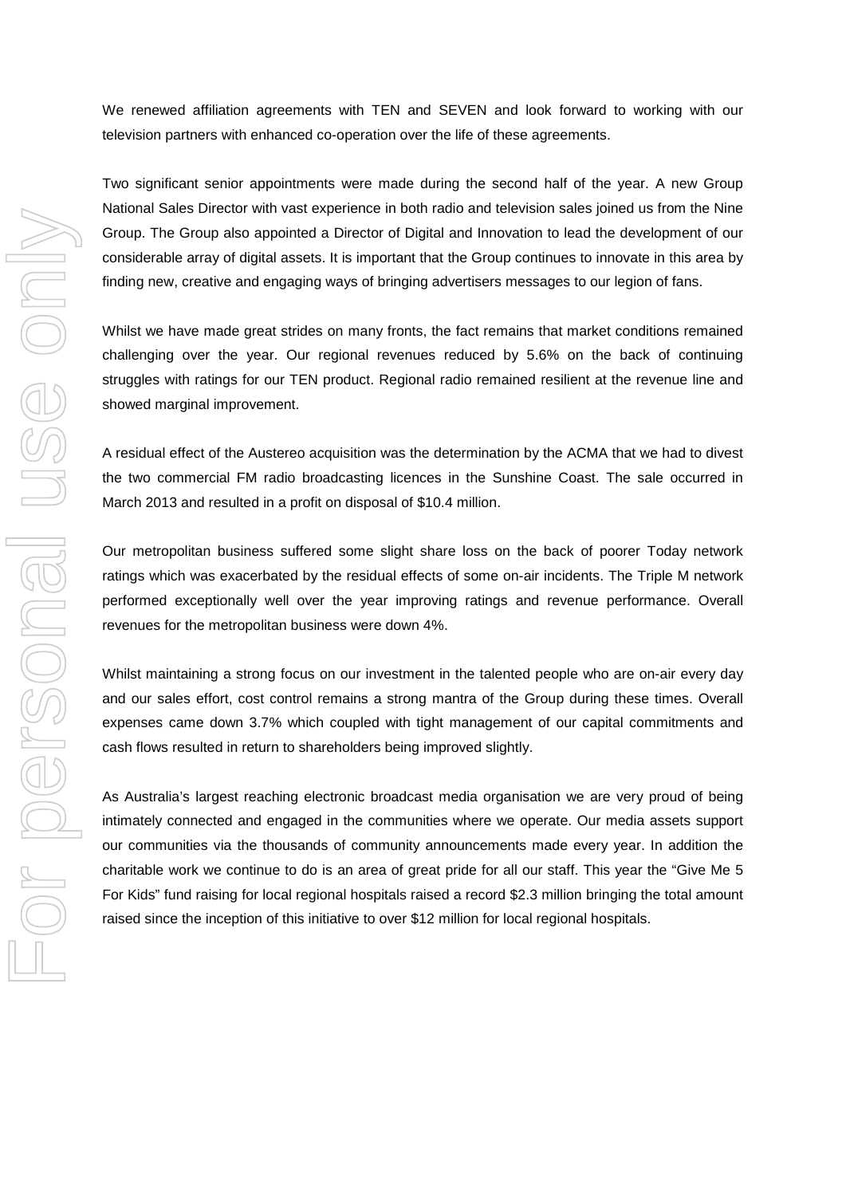We renewed affiliation agreements with TEN and SEVEN and look forward to working with our television partners with enhanced co-operation over the life of these agreements.

Two significant senior appointments were made during the second half of the year. A new Group National Sales Director with vast experience in both radio and television sales joined us from the Nine Group. The Group also appointed a Director of Digital and Innovation to lead the development of our considerable array of digital assets. It is important that the Group continues to innovate in this area by finding new, creative and engaging ways of bringing advertisers messages to our legion of fans.

Whilst we have made great strides on many fronts, the fact remains that market conditions remained challenging over the year. Our regional revenues reduced by 5.6% on the back of continuing struggles with ratings for our TEN product. Regional radio remained resilient at the revenue line and showed marginal improvement.

A residual effect of the Austereo acquisition was the determination by the ACMA that we had to divest the two commercial FM radio broadcasting licences in the Sunshine Coast. The sale occurred in March 2013 and resulted in a profit on disposal of $10.4 million.

Our metropolitan business suffered some slight share loss on the back of poorer Today network ratings which was exacerbated by the residual effects of some on-air incidents. The Triple M network performed exceptionally well over the year improving ratings and revenue performance. Overall revenues for the metropolitan business were down 4%.

Whilst maintaining a strong focus on our investment in the talented people who are on-air every day and our sales effort, cost control remains a strong mantra of the Group during these times. Overall expenses came down 3.7% which coupled with tight management of our capital commitments and cash flows resulted in return to shareholders being improved slightly.

As Australia's largest reaching electronic broadcast media organisation we are very proud of being intimately connected and engaged in the communities where we operate. Our media assets support our communities via the thousands of community announcements made every year. In addition the charitable work we continue to do is an area of great pride for all our staff. This year the "Give Me 5 For Kids" fund raising for local regional hospitals raised a record $2.3 million bringing the total amount raised since the inception of this initiative to over $12 million for local regional hospitals.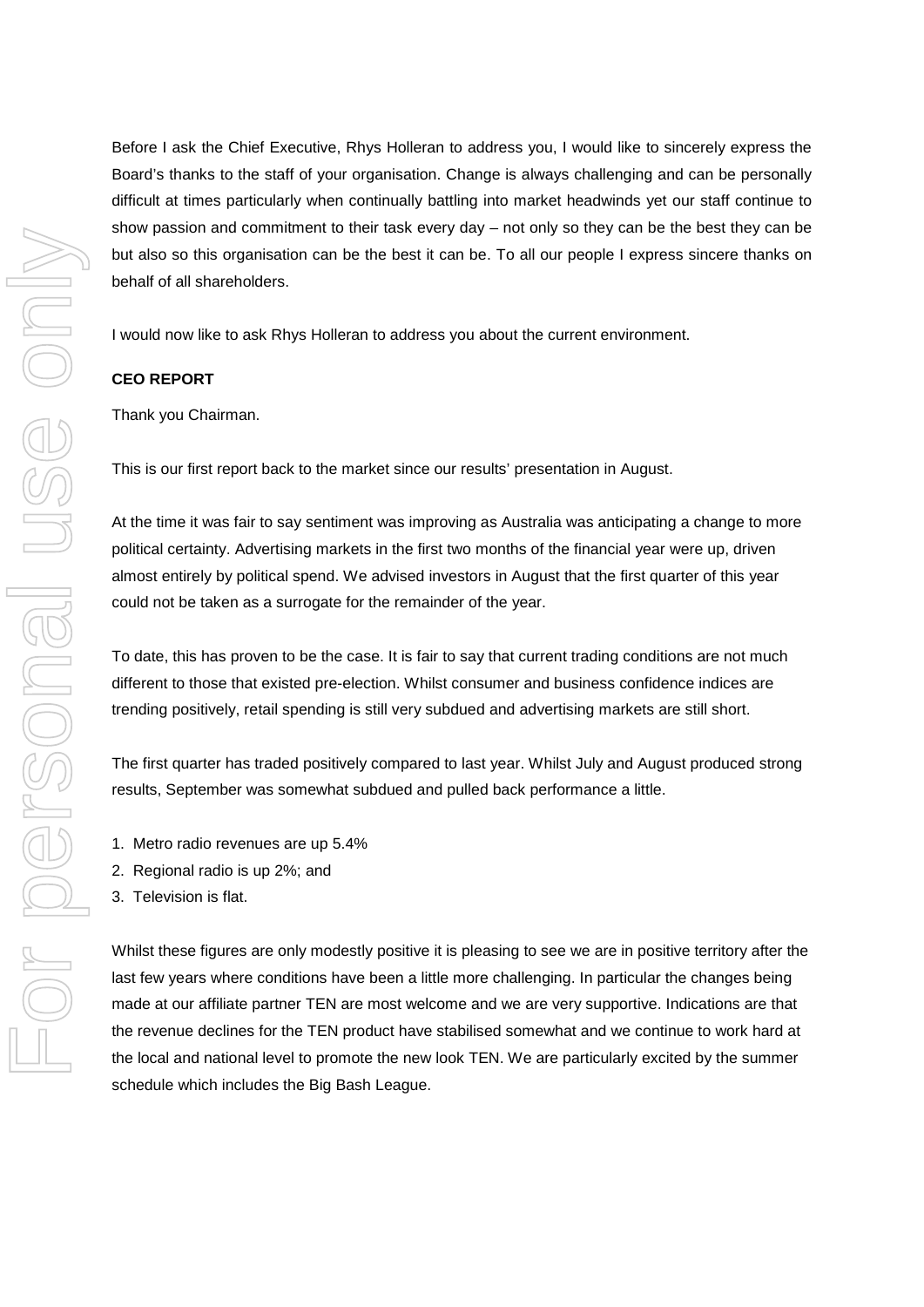Before I ask the Chief Executive, Rhys Holleran to address you, I would like to sincerely express the Board's thanks to the staff of your organisation. Change is always challenging and can be personally difficult at times particularly when continually battling into market headwinds yet our staff continue to show passion and commitment to their task every day – not only so they can be the best they can be but also so this organisation can be the best it can be. To all our people I express sincere thanks on behalf of all shareholders.

I would now like to ask Rhys Holleran to address you about the current environment.

**CEO REPORT**

Thank you Chairman.

This is our first report back to the market since our results' presentation in August.

At the time it was fair to say sentiment was improving as Australia was anticipating a change to more political certainty. Advertising markets in the first two months of the financial year were up, driven almost entirely by political spend. We advised investors in August that the first quarter of this year could not be taken as a surrogate for the remainder of the year.

To date, this has proven to be the case. It is fair to say that current trading conditions are not much different to those that existed pre-election. Whilst consumer and business confidence indices are trending positively, retail spending is still very subdued and advertising markets are still short.

The first quarter has traded positively compared to last year. Whilst July and August produced strong results, September was somewhat subdued and pulled back performance a little.

1. Metro radio revenues are up 5.4%
2. Regional radio is up 2%; and
3. Television is flat.

Whilst these figures are only modestly positive it is pleasing to see we are in positive territory after the last few years where conditions have been a little more challenging. In particular the changes being made at our affiliate partner TEN are most welcome and we are very supportive. Indications are that the revenue declines for the TEN product have stabilised somewhat and we continue to work hard at the local and national level to promote the new look TEN. We are particularly excited by the summer schedule which includes the Big Bash League.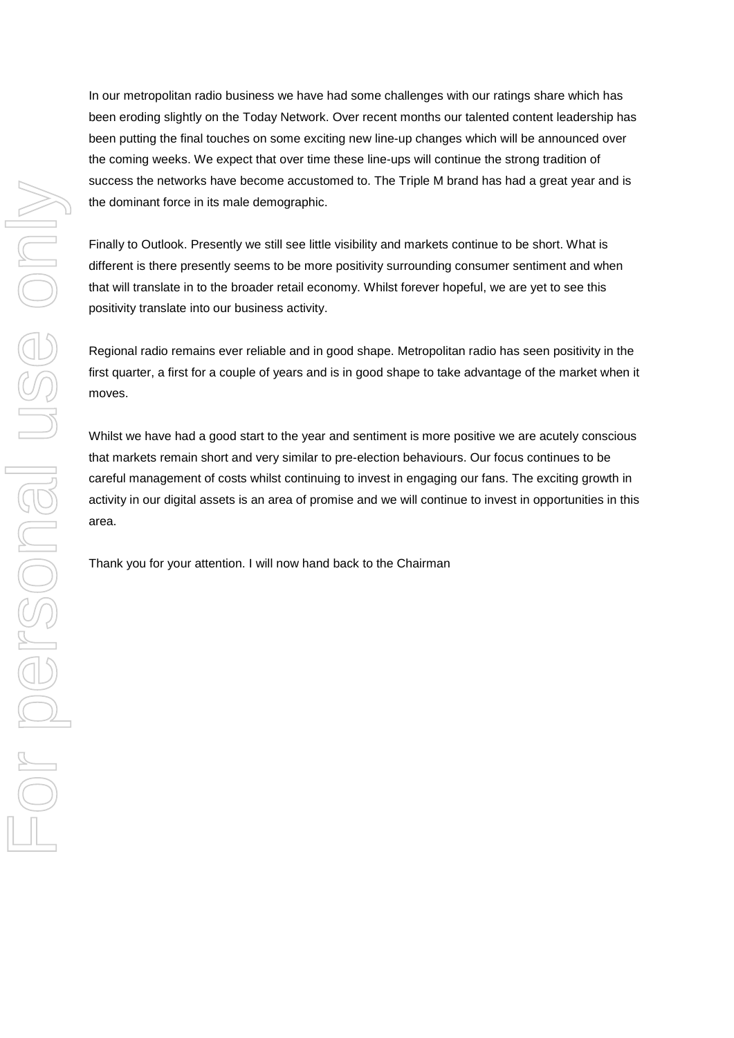In our metropolitan radio business we have had some challenges with our ratings share which has been eroding slightly on the Today Network. Over recent months our talented content leadership has been putting the final touches on some exciting new line-up changes which will be announced over the coming weeks. We expect that over time these line-ups will continue the strong tradition of success the networks have become accustomed to. The Triple M brand has had a great year and is the dominant force in its male demographic.

Finally to Outlook. Presently we still see little visibility and markets continue to be short. What is different is there presently seems to be more positivity surrounding consumer sentiment and when that will translate in to the broader retail economy. Whilst forever hopeful, we are yet to see this positivity translate into our business activity.

Regional radio remains ever reliable and in good shape. Metropolitan radio has seen positivity in the first quarter, a first for a couple of years and is in good shape to take advantage of the market when it moves.

Whilst we have had a good start to the year and sentiment is more positive we are acutely conscious that markets remain short and very similar to pre-election behaviours. Our focus continues to be careful management of costs whilst continuing to invest in engaging our fans. The exciting growth in activity in our digital assets is an area of promise and we will continue to invest in opportunities in this area.

Thank you for your attention. I will now hand back to the Chairman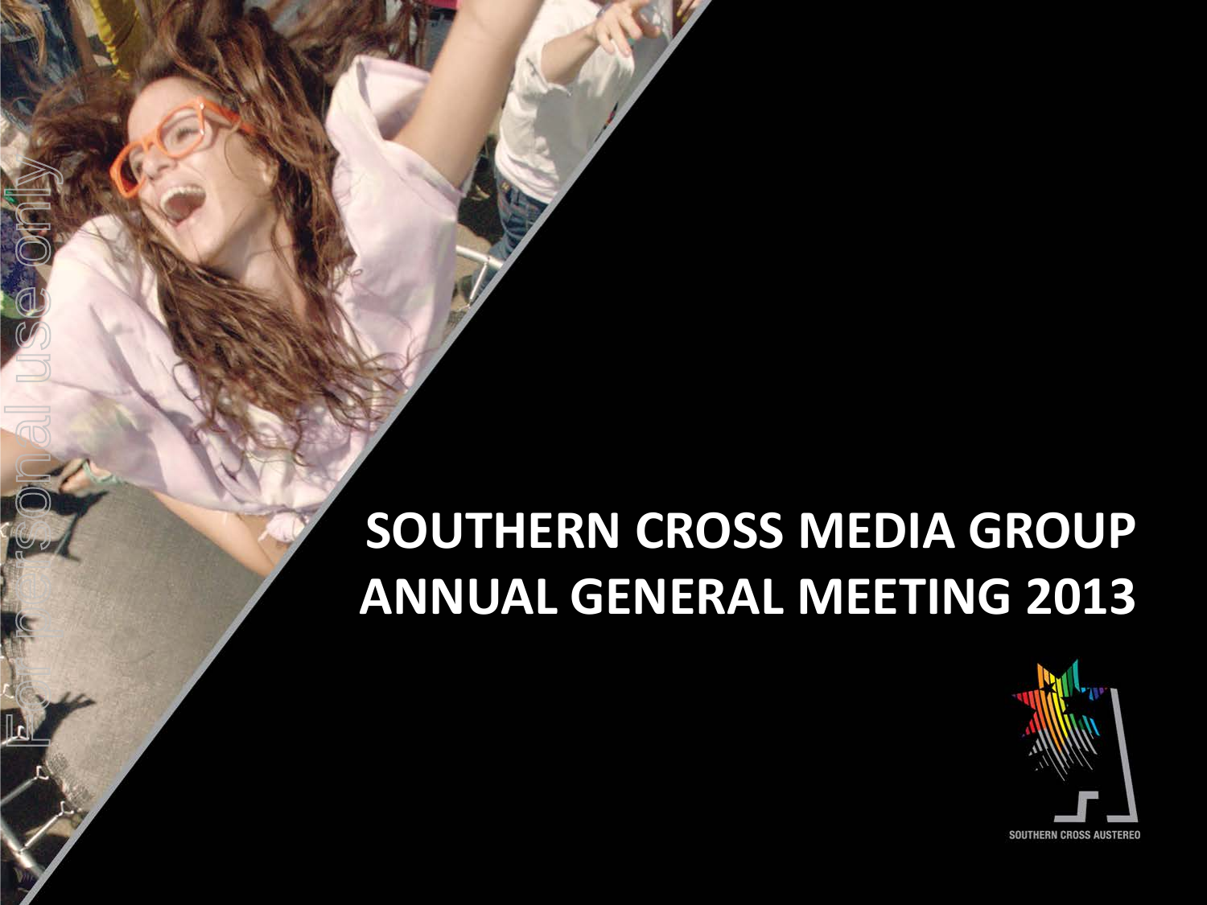# SOUTHERN CROSS MEDIA GROUP ANNUAL GENERAL MEETING 2013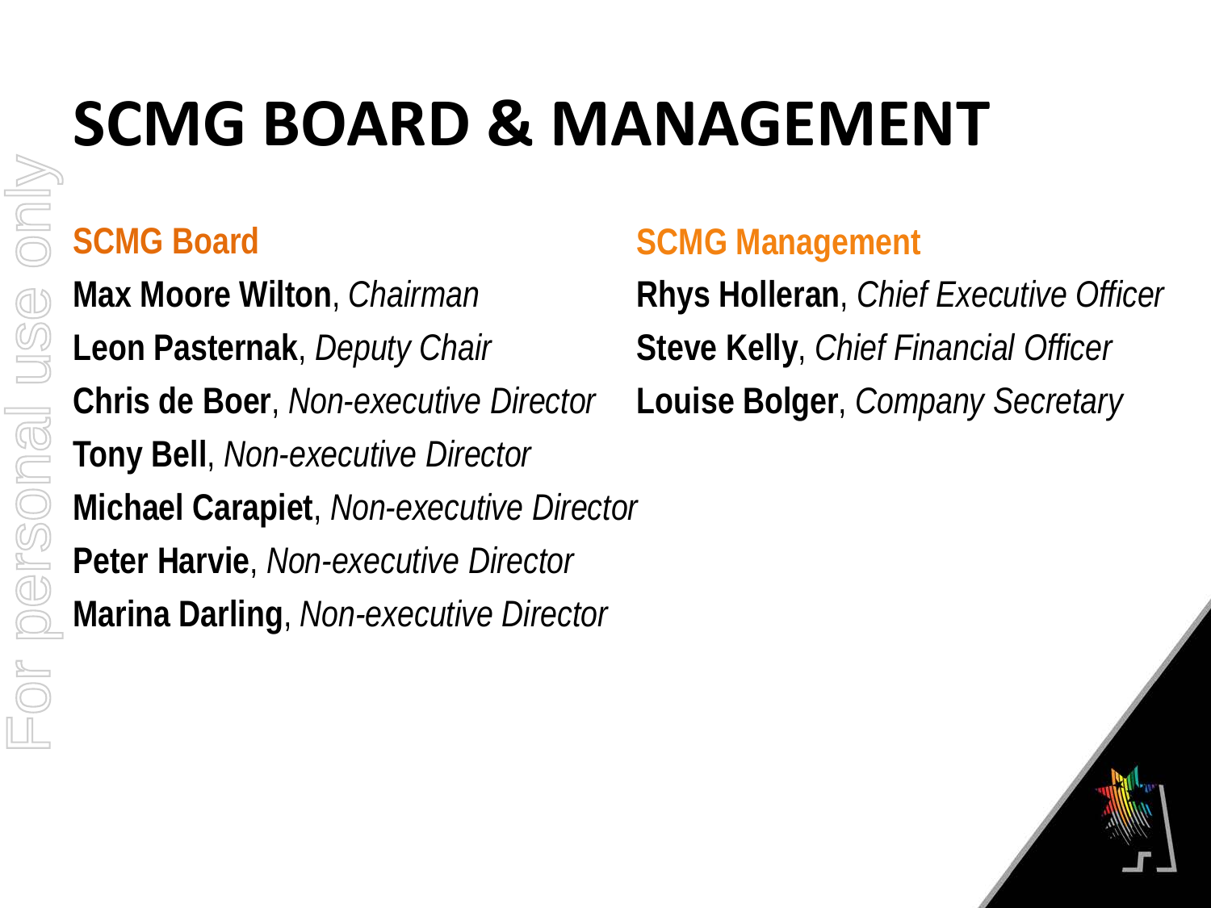# SCMG BOARD & MANAGEMENT

## SCMG Board

**Max Moore Wilton**, *Chairman*

**Leon Pasternak**, *Deputy Chair*

**Chris de Boer**, *Non-executive Director*

**Tony Bell**, *Non-executive Director*

**Michael Carapiet**, *Non-executive Director*

**Peter Harvie**, *Non-executive Director*

**Marina Darling**, *Non-executive Director*

## SCMG Management

**Rhys Holleran**, *Chief Executive Officer*

**Steve Kelly**, *Chief Financial Officer*

**Louise Bolger**, *Company Secretary*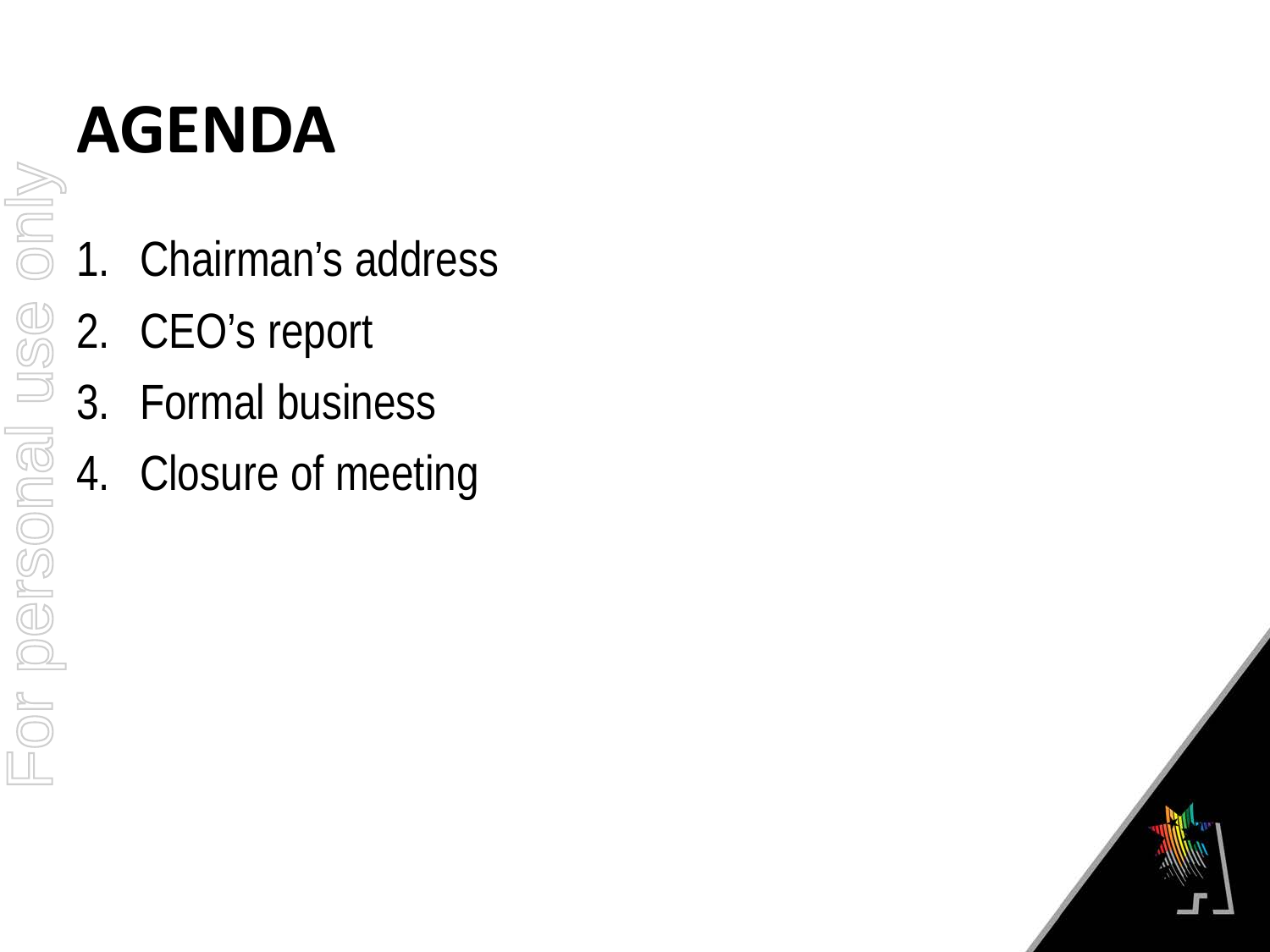# AGENDA

1. Chairman's address
2. CEO's report
3. Formal business
4. Closure of meeting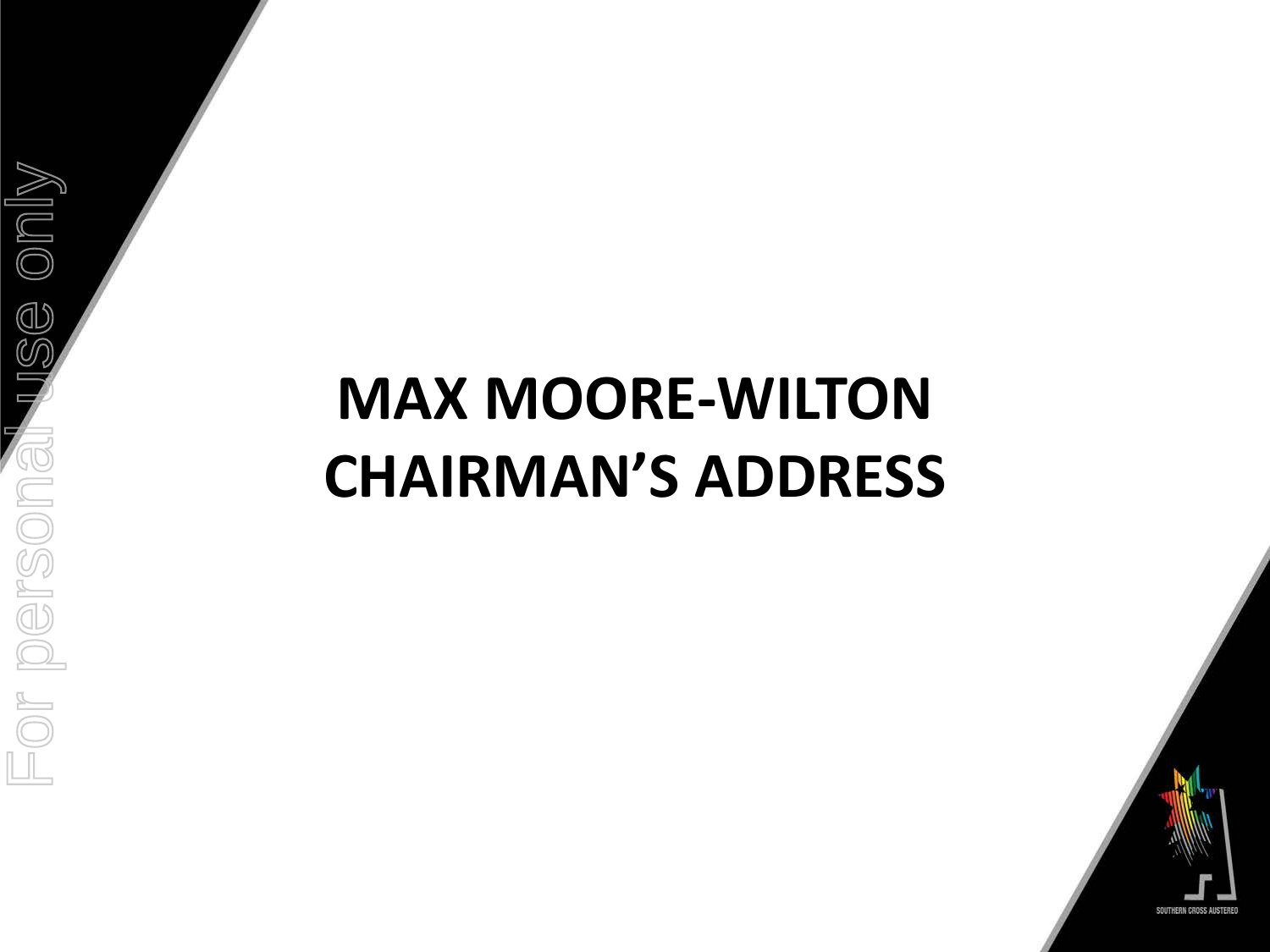# MAX MOORE-WILTON CHAIRMAN'S ADDRESS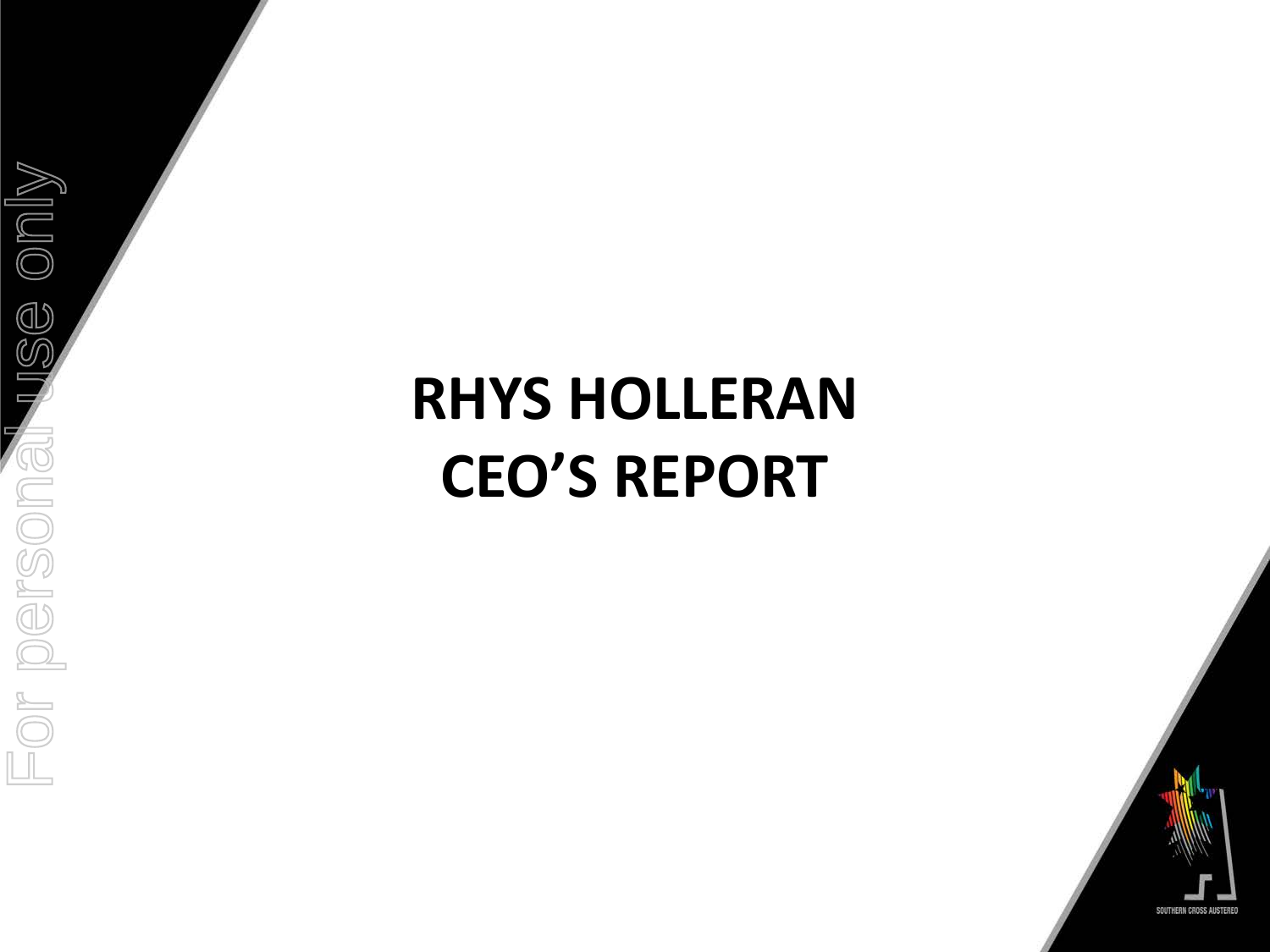# RHYS HOLLERAN
# CEO'S REPORT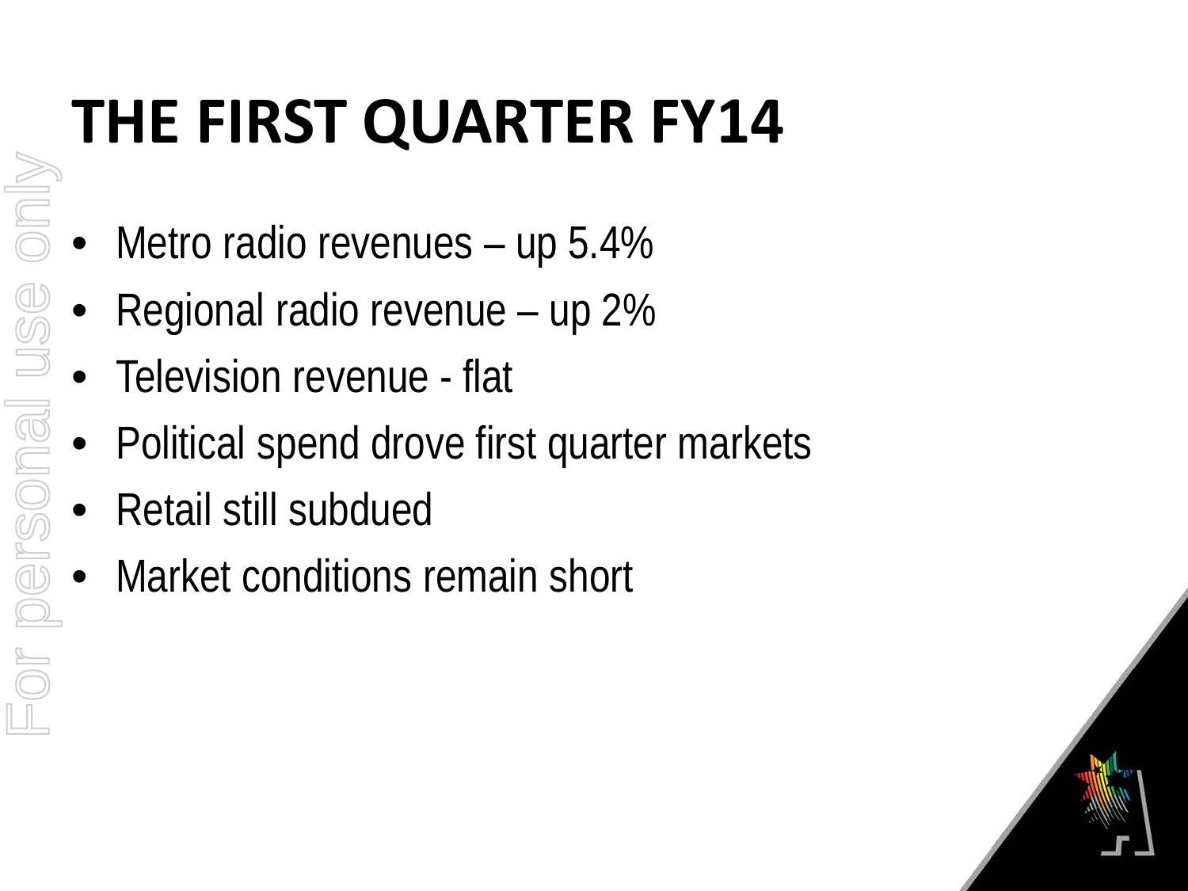# THE FIRST QUARTER FY14

- Metro radio revenues – up 5.4%
- Regional radio revenue – up 2%
- Television revenue - flat
- Political spend drove first quarter markets
- Retail still subdued
- Market conditions remain short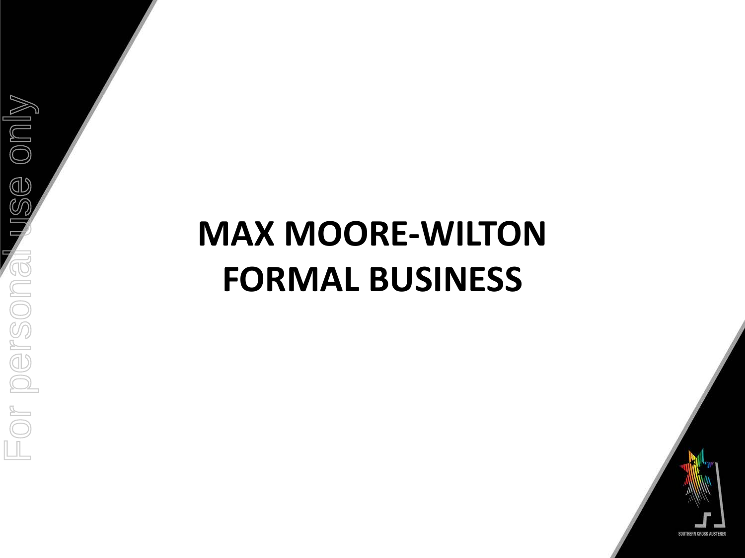# MAX MOORE-WILTON
# FORMAL BUSINESS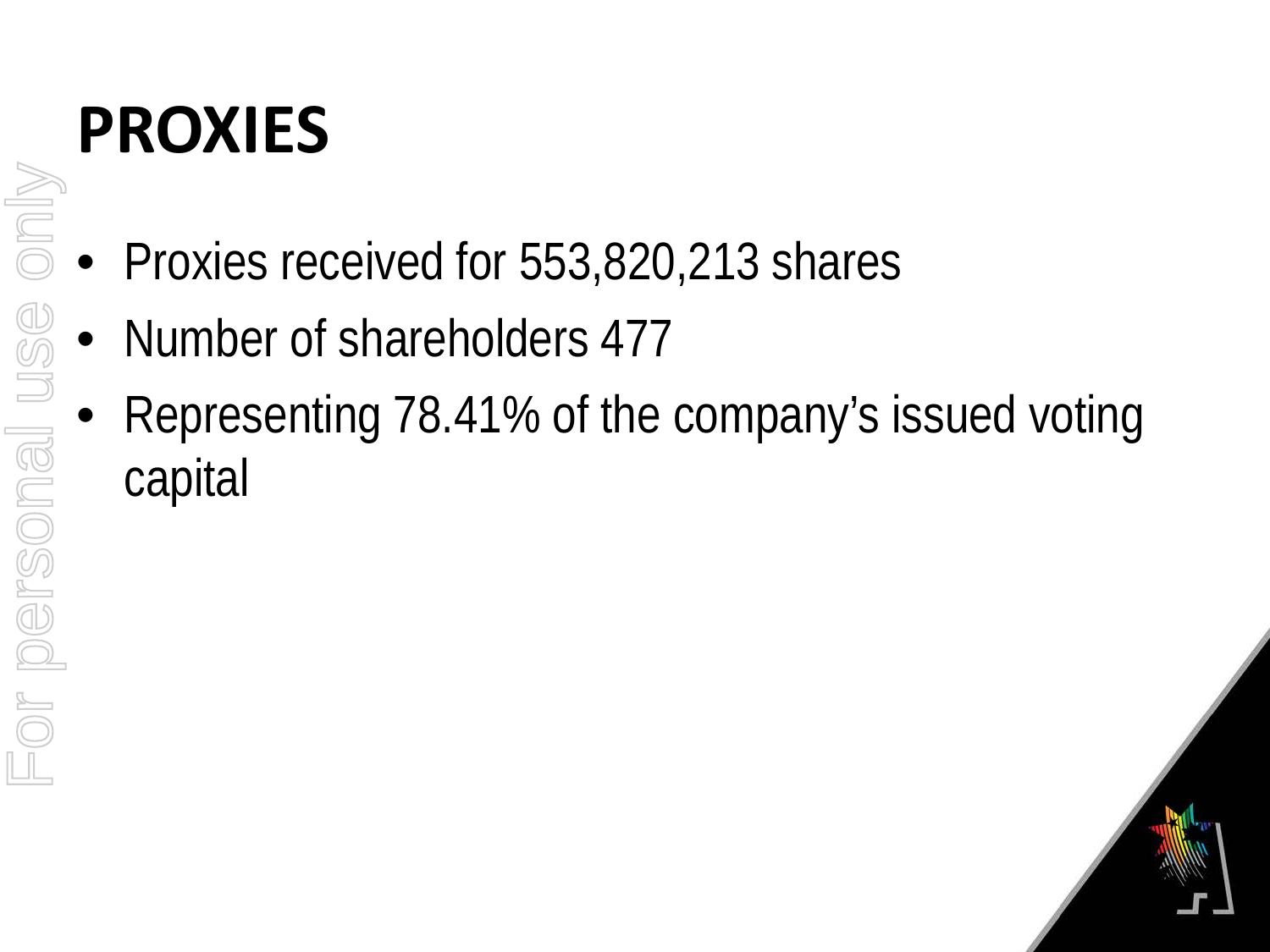# PROXIES

- Proxies received for 553,820,213 shares
- Number of shareholders 477
- Representing 78.41% of the company's issued voting capital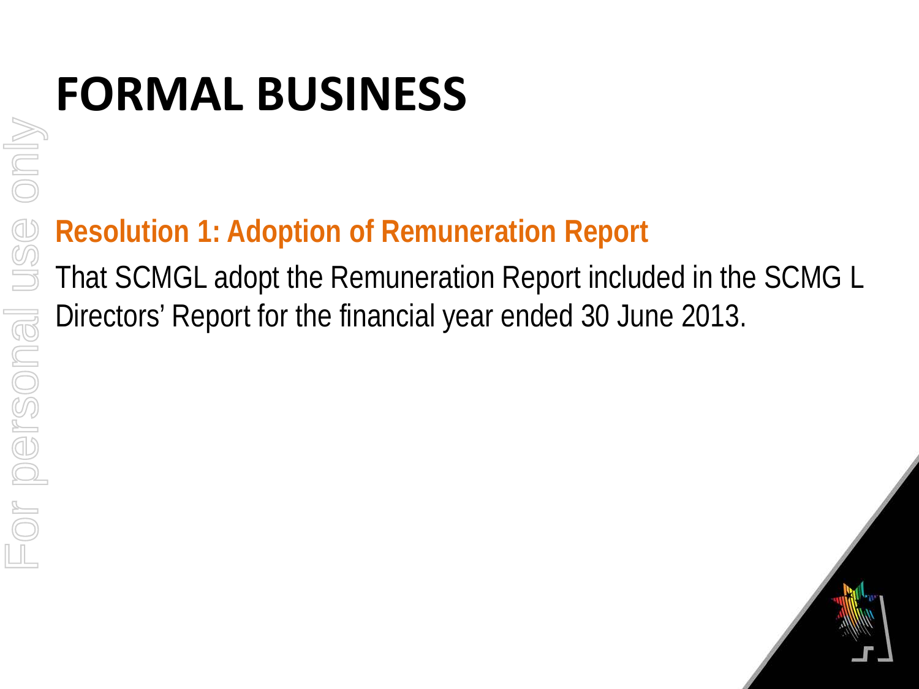# FORMAL BUSINESS

## Resolution 1: Adoption of Remuneration Report

That SCMGL adopt the Remuneration Report included in the SCMG L Directors' Report for the financial year ended 30 June 2013.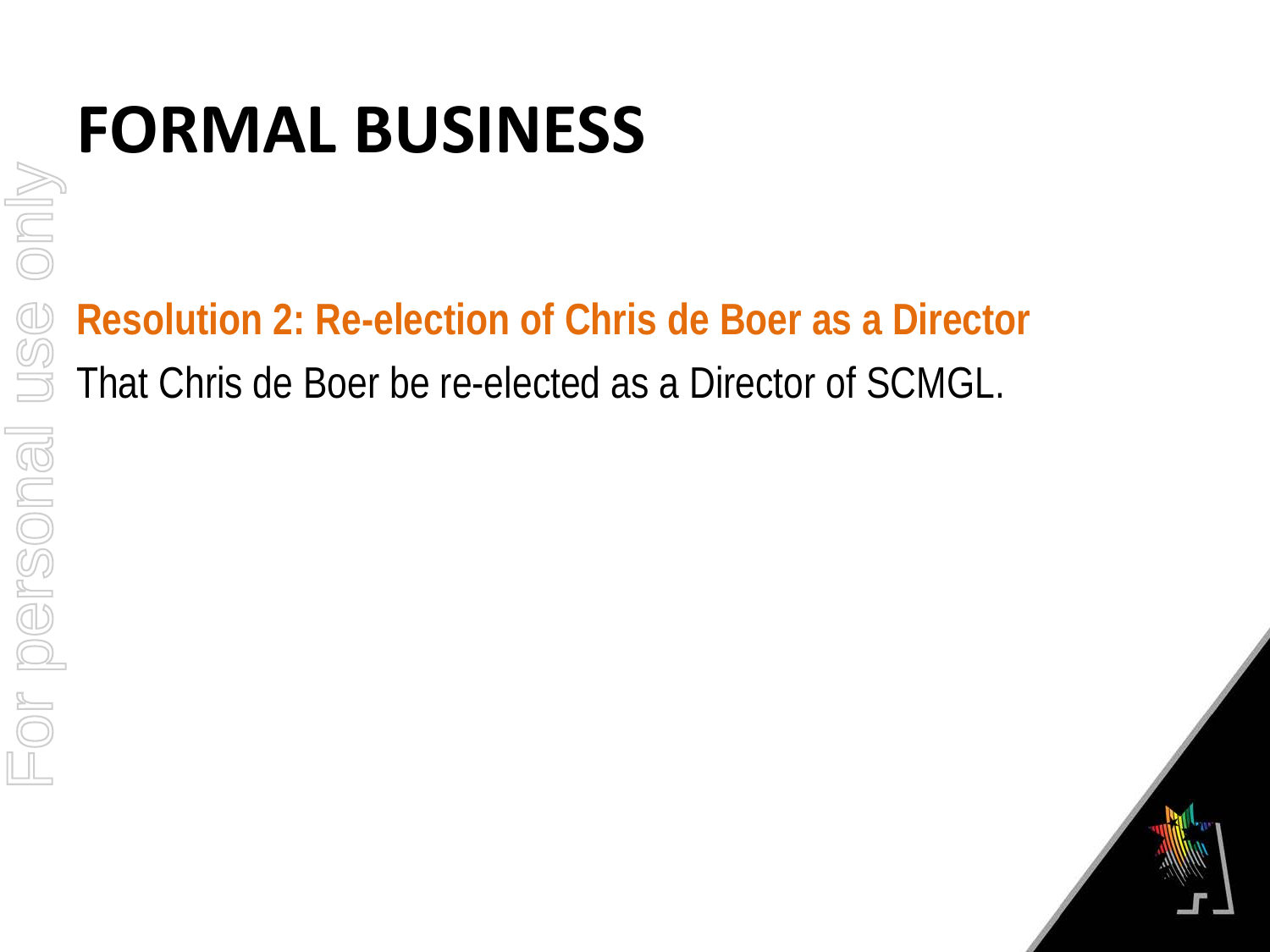# FORMAL BUSINESS

**Resolution 2: Re-election of Chris de Boer as a Director**

That Chris de Boer be re-elected as a Director of SCMGL.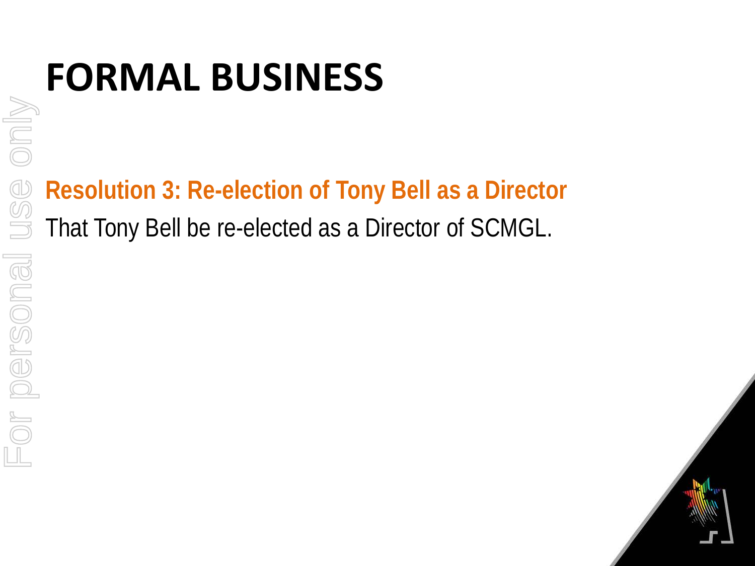# FORMAL BUSINESS

**Resolution 3: Re-election of Tony Bell as a Director**

That Tony Bell be re-elected as a Director of SCMGL.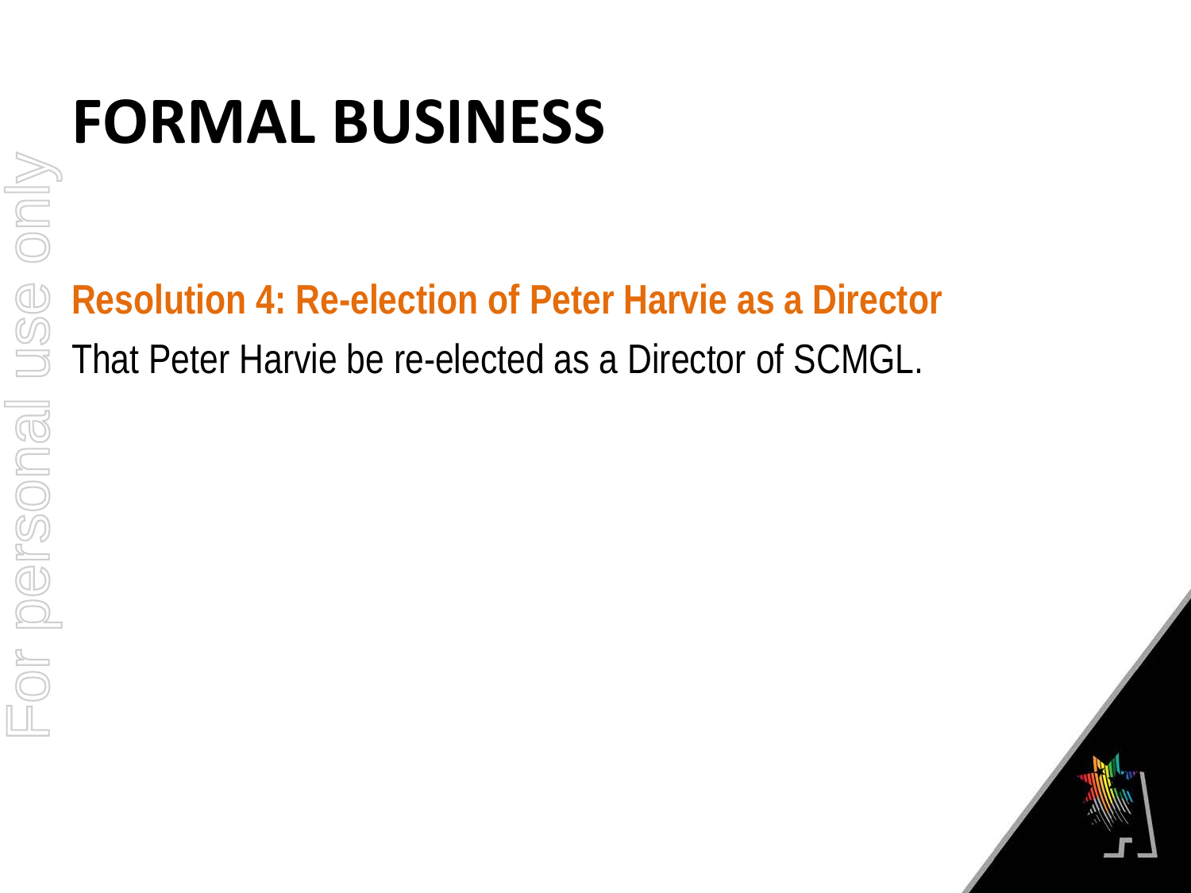# FORMAL BUSINESS

**Resolution 4: Re-election of Peter Harvie as a Director**

That Peter Harvie be re-elected as a Director of SCMGL.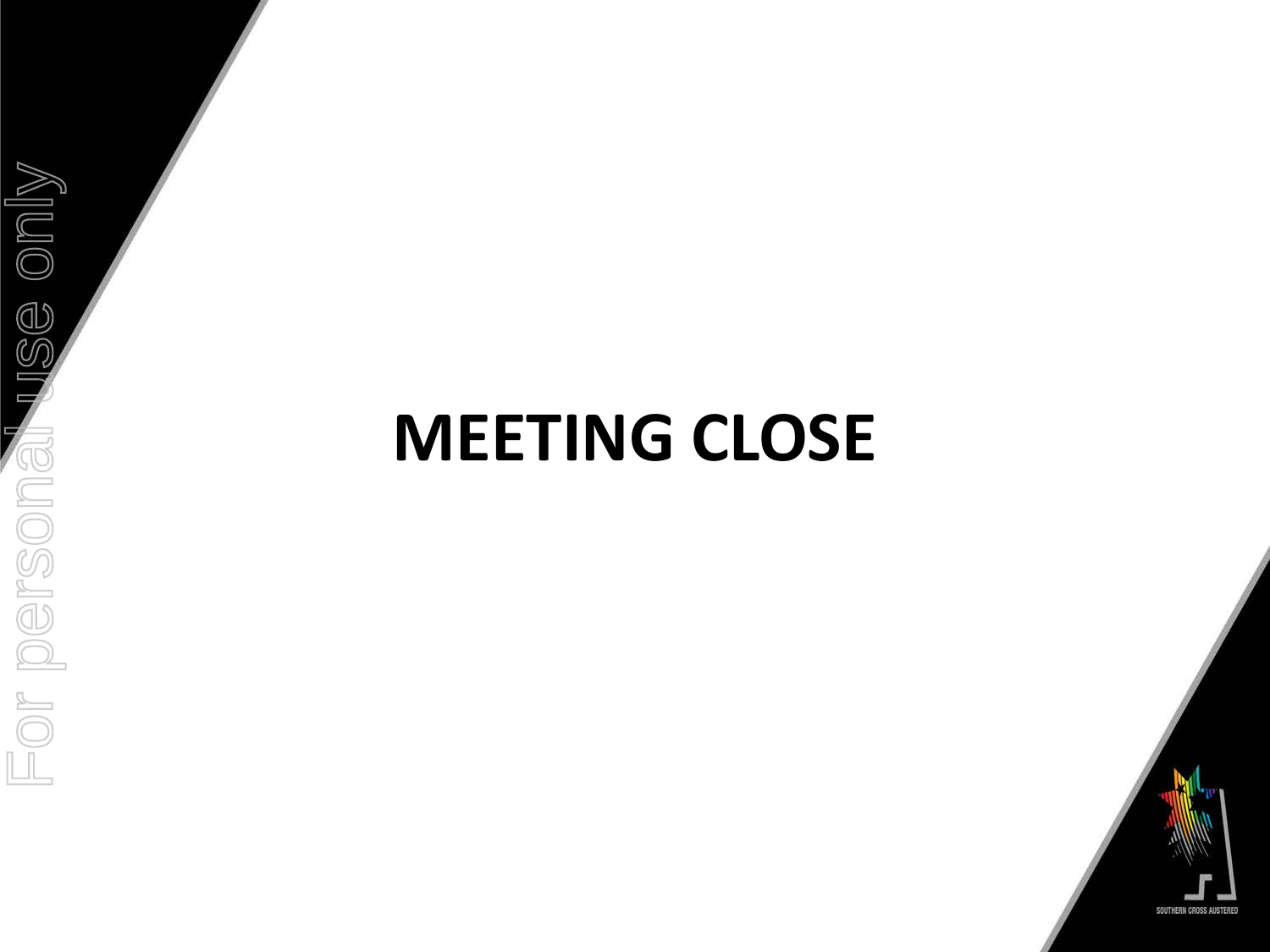# MEETING CLOSE